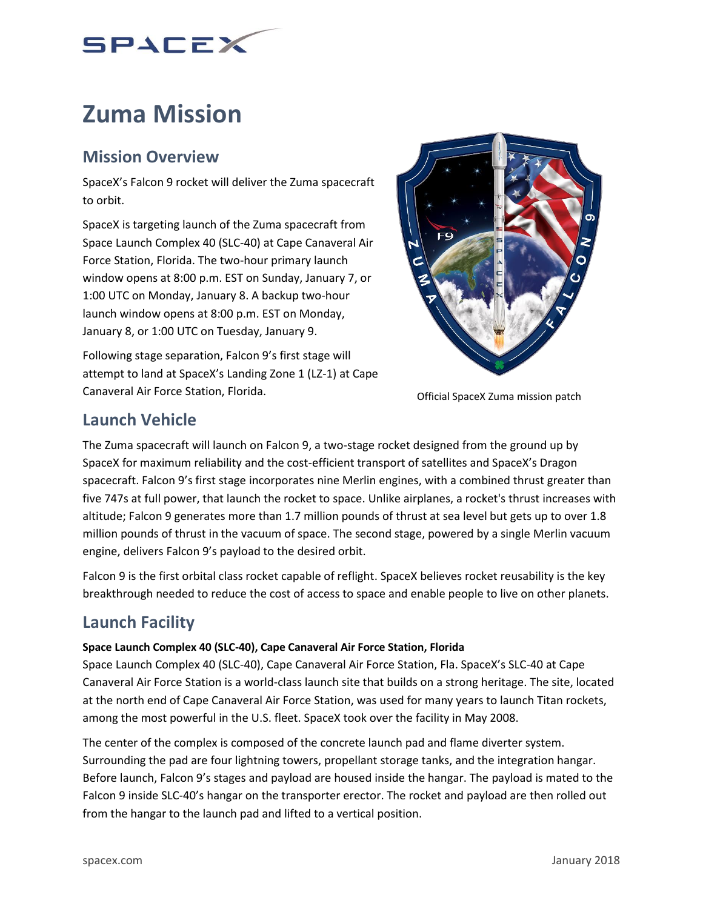# Zuma Mission

## Mission Overview

SpaceX's Falcon 9 rocket will deliver the Zuma spacecraft to orbit.

SpaceX is targeting launch of the Zuma spacecraft from Space Launch Complex 40 (SLC-40) at Cape Canaveral Air Force Station, Florida. The two-hour primary launch window opens at 8:00 p.m. EST on Sunday, January 7, or 1:00 UTC on Monday, January 8. A backup two-hour launch window opens at 8:00 p.m. EST on Monday, January 8, or 1:00 UTC on Tuesday, January 9.

Following stage separation, Falcon 9's first stage will attempt to land at SpaceX's Landing Zone 1 (LZ-1) at Cape Canaveral Air Force Station, Florida.

Official SpaceX Zuma mission patch

## Launch Vehicle

The Zuma spacecraft will launch on Falcon 9, a two-stage rocket designed from the ground up by SpaceX for maximum reliability and the cost-efficient transport of satellites and SpaceX's Dragon spacecraft. Falcon 9's first stage incorporates nine Merlin engines, with a combined thrust greater than five 747s at full power, that launch the rocket to space. Unlike airplanes, a rocket's thrust increases with altitude; Falcon 9 generates more than 1.7 million pounds of thrust at sea level but gets up to over 1.8 million pounds of thrust in the vacuum of space. The second stage, powered by a single Merlin vacuum engine, delivers Falcon 9's payload to the desired orbit.

Falcon 9 is the first orbital class rocket capable of reflight. SpaceX believes rocket reusability is the key breakthrough needed to reduce the cost of access to space and enable people to live on other planets.

## Launch Facility

**Space Launch Complex 40 (SLC-40), Cape Canaveral Air Force Station, Florida**
Space Launch Complex 40 (SLC-40), Cape Canaveral Air Force Station, Fla. SpaceX's SLC-40 at Cape Canaveral Air Force Station is a world-class launch site that builds on a strong heritage. The site, located at the north end of Cape Canaveral Air Force Station, was used for many years to launch Titan rockets, among the most powerful in the U.S. fleet. SpaceX took over the facility in May 2008.

The center of the complex is composed of the concrete launch pad and flame diverter system. Surrounding the pad are four lightning towers, propellant storage tanks, and the integration hangar. Before launch, Falcon 9's stages and payload are housed inside the hangar. The payload is mated to the Falcon 9 inside SLC-40's hangar on the transporter erector. The rocket and payload are then rolled out from the hangar to the launch pad and lifted to a vertical position.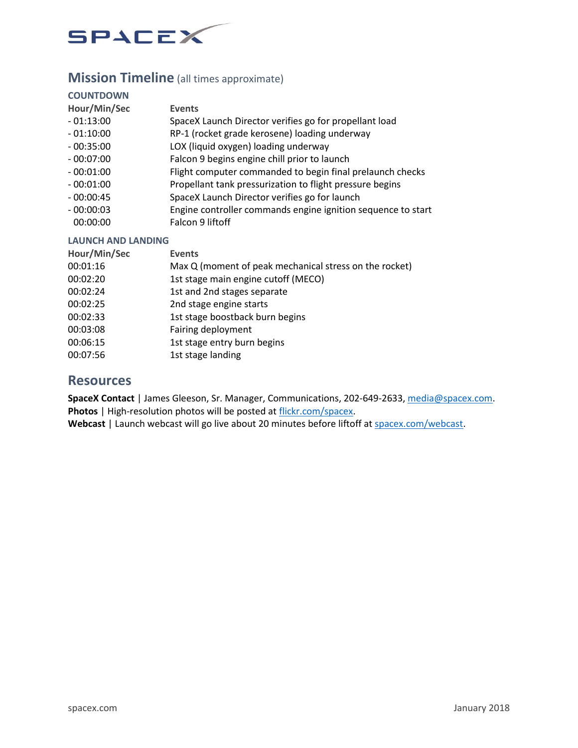## Mission Timeline (all times approximate)

### COUNTDOWN

| Hour/Min/Sec | Events |
|---|---|
| - 01:13:00 | SpaceX Launch Director verifies go for propellant load |
| - 01:10:00 | RP-1 (rocket grade kerosene) loading underway |
| - 00:35:00 | LOX (liquid oxygen) loading underway |
| - 00:07:00 | Falcon 9 begins engine chill prior to launch |
| - 00:01:00 | Flight computer commanded to begin final prelaunch checks |
| - 00:01:00 | Propellant tank pressurization to flight pressure begins |
| - 00:00:45 | SpaceX Launch Director verifies go for launch |
| - 00:00:03 | Engine controller commands engine ignition sequence to start |
| 00:00:00 | Falcon 9 liftoff |

### LAUNCH AND LANDING

| Hour/Min/Sec | Events |
|---|---|
| 00:01:16 | Max Q (moment of peak mechanical stress on the rocket) |
| 00:02:20 | 1st stage main engine cutoff (MECO) |
| 00:02:24 | 1st and 2nd stages separate |
| 00:02:25 | 2nd stage engine starts |
| 00:02:33 | 1st stage boostback burn begins |
| 00:03:08 | Fairing deployment |
| 00:06:15 | 1st stage entry burn begins |
| 00:07:56 | 1st stage landing |

## Resources

**SpaceX Contact** | James Gleeson, Sr. Manager, Communications, 202-649-2633, media@spacex.com.
**Photos** | High-resolution photos will be posted at flickr.com/spacex.
**Webcast** | Launch webcast will go live about 20 minutes before liftoff at spacex.com/webcast.